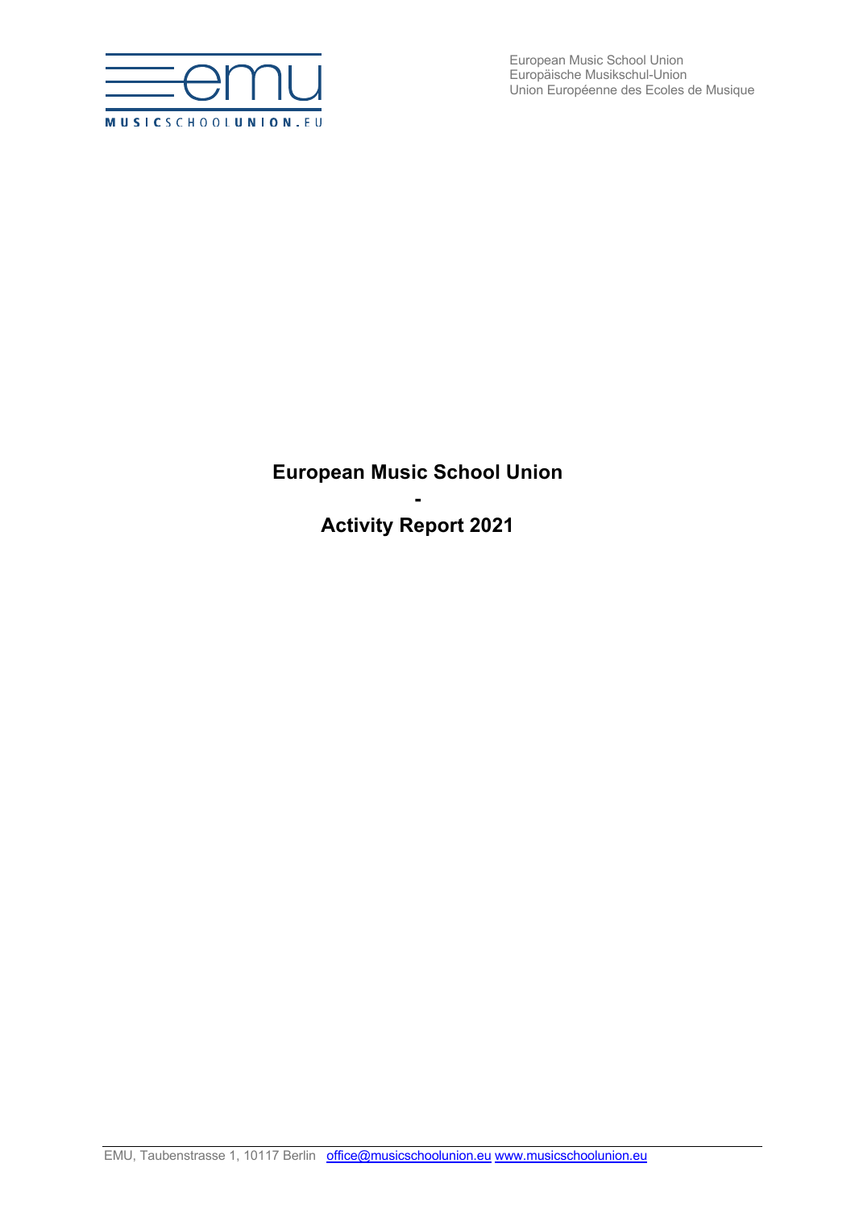European Music School Union
Europäische Musikschul-Union
Union Européenne des Ecoles de Musique

# European Music School Union
# -
# Activity Report 2021

EMU, Taubenstrasse 1, 10117 Berlin office@musicschoolunion.eu www.musicschoolunion.eu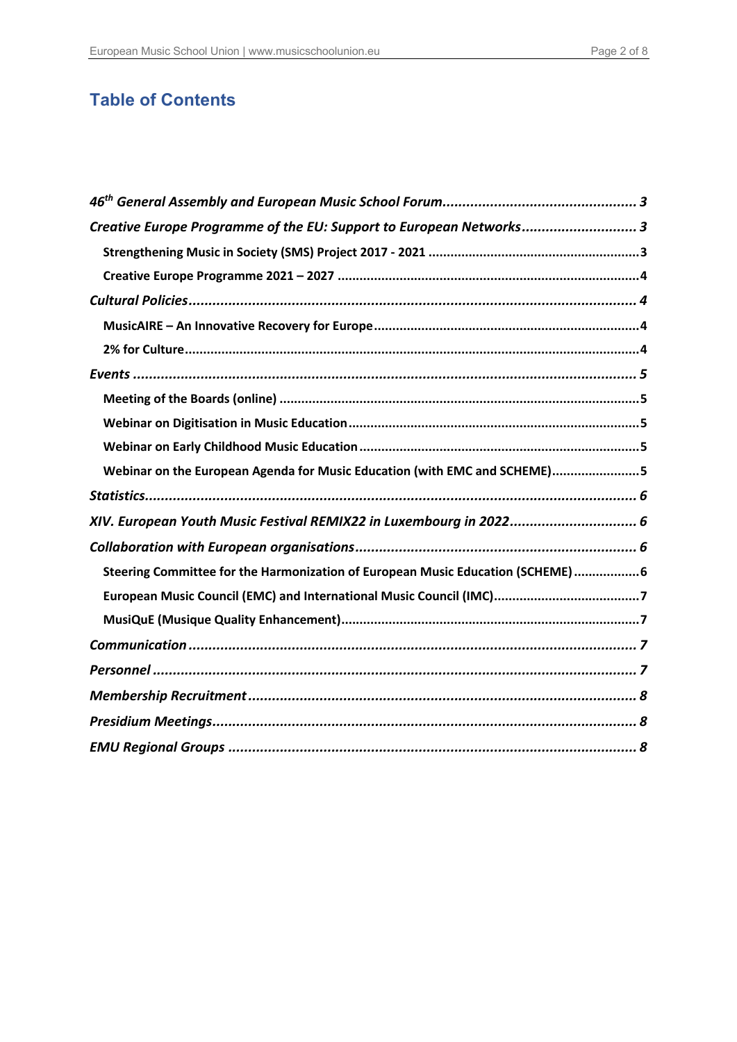## Table of Contents

*46th General Assembly and European Music School Forum* ........ *3*

*Creative Europe Programme of the EU: Support to European Networks* ........ *3*

- **Strengthening Music in Society (SMS) Project 2017 - 2021** ........ 3
- **Creative Europe Programme 2021 – 2027** ........ 4

*Cultural Policies* ........ *4*

- **MusicAIRE – An Innovative Recovery for Europe** ........ 4
- **2% for Culture** ........ 4

*Events* ........ *5*

- **Meeting of the Boards (online)** ........ 5
- **Webinar on Digitisation in Music Education** ........ 5
- **Webinar on Early Childhood Music Education** ........ 5
- **Webinar on the European Agenda for Music Education (with EMC and SCHEME)** ........ 5

*Statistics* ........ *6*

*XIV. European Youth Music Festival REMIX22 in Luxembourg in 2022* ........ *6*

*Collaboration with European organisations* ........ *6*

- **Steering Committee for the Harmonization of European Music Education (SCHEME)** ........ 6
- **European Music Council (EMC) and International Music Council (IMC)** ........ 7
- **MusiQuE (Musique Quality Enhancement)** ........ 7

*Communication* ........ *7*

*Personnel* ........ *7*

*Membership Recruitment* ........ *8*

*Presidium Meetings* ........ *8*

*EMU Regional Groups* ........ *8*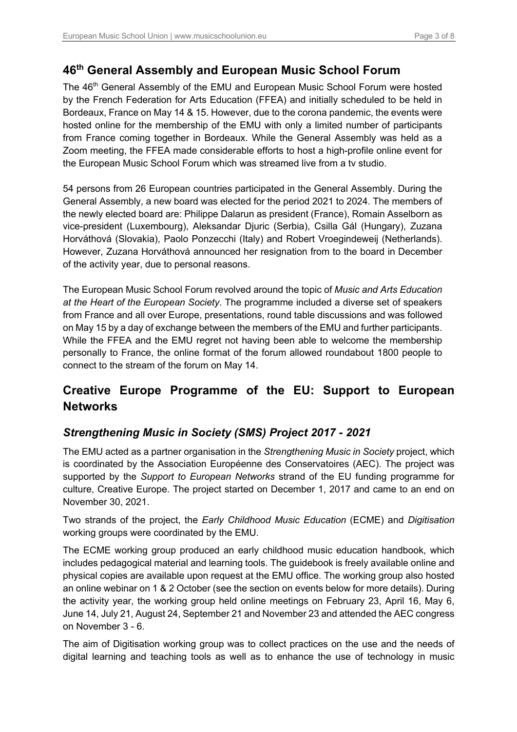## 46th General Assembly and European Music School Forum

The 46th General Assembly of the EMU and European Music School Forum were hosted by the French Federation for Arts Education (FFEA) and initially scheduled to be held in Bordeaux, France on May 14 & 15. However, due to the corona pandemic, the events were hosted online for the membership of the EMU with only a limited number of participants from France coming together in Bordeaux. While the General Assembly was held as a Zoom meeting, the FFEA made considerable efforts to host a high-profile online event for the European Music School Forum which was streamed live from a tv studio.

54 persons from 26 European countries participated in the General Assembly. During the General Assembly, a new board was elected for the period 2021 to 2024. The members of the newly elected board are: Philippe Dalarun as president (France), Romain Asselborn as vice-president (Luxembourg), Aleksandar Djuric (Serbia), Csilla Gál (Hungary), Zuzana Horváthová (Slovakia), Paolo Ponzecchi (Italy) and Robert Vroegindeweij (Netherlands). However, Zuzana Horváthová announced her resignation from to the board in December of the activity year, due to personal reasons.

The European Music School Forum revolved around the topic of *Music and Arts Education at the Heart of the European Society*. The programme included a diverse set of speakers from France and all over Europe, presentations, round table discussions and was followed on May 15 by a day of exchange between the members of the EMU and further participants. While the FFEA and the EMU regret not having been able to welcome the membership personally to France, the online format of the forum allowed roundabout 1800 people to connect to the stream of the forum on May 14.

## Creative Europe Programme of the EU: Support to European Networks

### *Strengthening Music in Society (SMS) Project 2017 - 2021*

The EMU acted as a partner organisation in the *Strengthening Music in Society* project, which is coordinated by the Association Européenne des Conservatoires (AEC). The project was supported by the *Support to European Networks* strand of the EU funding programme for culture, Creative Europe. The project started on December 1, 2017 and came to an end on November 30, 2021.

Two strands of the project, the *Early Childhood Music Education* (ECME) and *Digitisation* working groups were coordinated by the EMU.

The ECME working group produced an early childhood music education handbook, which includes pedagogical material and learning tools. The guidebook is freely available online and physical copies are available upon request at the EMU office. The working group also hosted an online webinar on 1 & 2 October (see the section on events below for more details). During the activity year, the working group held online meetings on February 23, April 16, May 6, June 14, July 21, August 24, September 21 and November 23 and attended the AEC congress on November 3 - 6.

The aim of Digitisation working group was to collect practices on the use and the needs of digital learning and teaching tools as well as to enhance the use of technology in music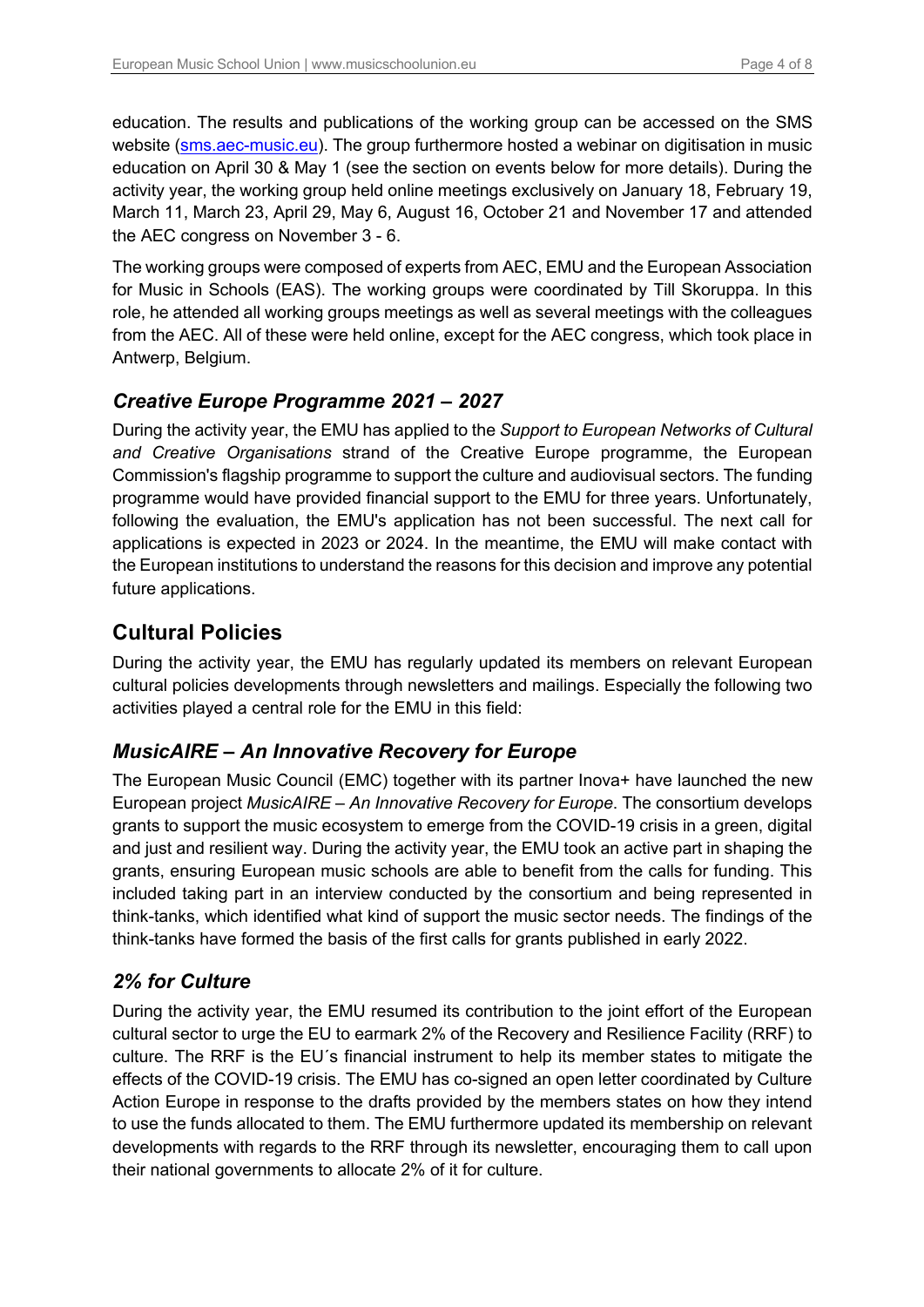education. The results and publications of the working group can be accessed on the SMS website ([sms.aec-music.eu](sms.aec-music.eu)). The group furthermore hosted a webinar on digitisation in music education on April 30 & May 1 (see the section on events below for more details). During the activity year, the working group held online meetings exclusively on January 18, February 19, March 11, March 23, April 29, May 6, August 16, October 21 and November 17 and attended the AEC congress on November 3 - 6.

The working groups were composed of experts from AEC, EMU and the European Association for Music in Schools (EAS). The working groups were coordinated by Till Skoruppa. In this role, he attended all working groups meetings as well as several meetings with the colleagues from the AEC. All of these were held online, except for the AEC congress, which took place in Antwerp, Belgium.

### *Creative Europe Programme 2021 – 2027*

During the activity year, the EMU has applied to the *Support to European Networks of Cultural and Creative Organisations* strand of the Creative Europe programme, the European Commission's flagship programme to support the culture and audiovisual sectors. The funding programme would have provided financial support to the EMU for three years. Unfortunately, following the evaluation, the EMU's application has not been successful. The next call for applications is expected in 2023 or 2024. In the meantime, the EMU will make contact with the European institutions to understand the reasons for this decision and improve any potential future applications.

## Cultural Policies

During the activity year, the EMU has regularly updated its members on relevant European cultural policies developments through newsletters and mailings. Especially the following two activities played a central role for the EMU in this field:

### *MusicAIRE – An Innovative Recovery for Europe*

The European Music Council (EMC) together with its partner Inova+ have launched the new European project *MusicAIRE – An Innovative Recovery for Europe*. The consortium develops grants to support the music ecosystem to emerge from the COVID-19 crisis in a green, digital and just and resilient way. During the activity year, the EMU took an active part in shaping the grants, ensuring European music schools are able to benefit from the calls for funding. This included taking part in an interview conducted by the consortium and being represented in think-tanks, which identified what kind of support the music sector needs. The findings of the think-tanks have formed the basis of the first calls for grants published in early 2022.

### *2% for Culture*

During the activity year, the EMU resumed its contribution to the joint effort of the European cultural sector to urge the EU to earmark 2% of the Recovery and Resilience Facility (RRF) to culture. The RRF is the EU´s financial instrument to help its member states to mitigate the effects of the COVID-19 crisis. The EMU has co-signed an open letter coordinated by Culture Action Europe in response to the drafts provided by the members states on how they intend to use the funds allocated to them. The EMU furthermore updated its membership on relevant developments with regards to the RRF through its newsletter, encouraging them to call upon their national governments to allocate 2% of it for culture.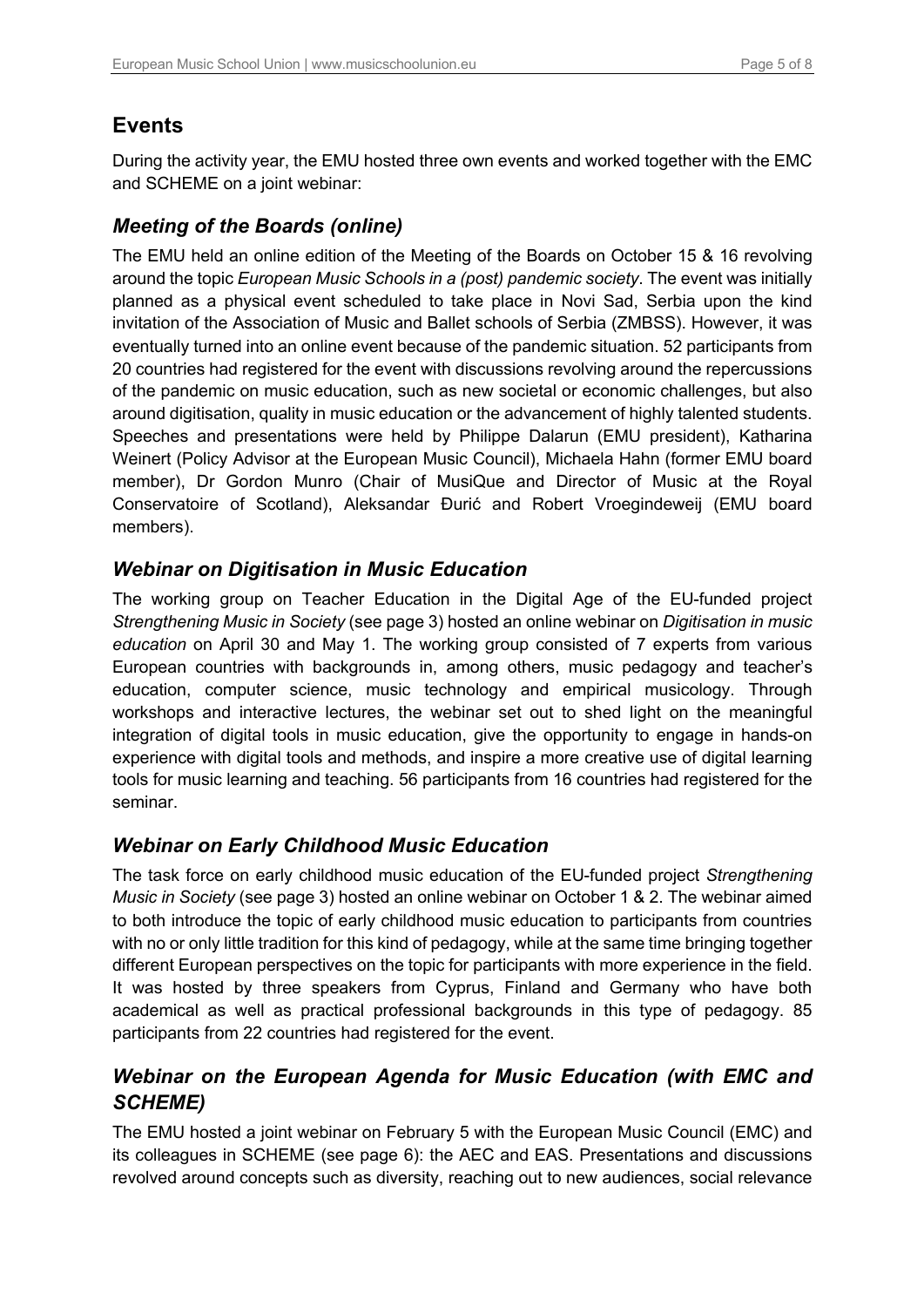## Events

During the activity year, the EMU hosted three own events and worked together with the EMC and SCHEME on a joint webinar:

### *Meeting of the Boards (online)*

The EMU held an online edition of the Meeting of the Boards on October 15 & 16 revolving around the topic *European Music Schools in a (post) pandemic society*. The event was initially planned as a physical event scheduled to take place in Novi Sad, Serbia upon the kind invitation of the Association of Music and Ballet schools of Serbia (ZMBSS). However, it was eventually turned into an online event because of the pandemic situation. 52 participants from 20 countries had registered for the event with discussions revolving around the repercussions of the pandemic on music education, such as new societal or economic challenges, but also around digitisation, quality in music education or the advancement of highly talented students. Speeches and presentations were held by Philippe Dalarun (EMU president), Katharina Weinert (Policy Advisor at the European Music Council), Michaela Hahn (former EMU board member), Dr Gordon Munro (Chair of MusiQue and Director of Music at the Royal Conservatoire of Scotland), Aleksandar Đurić and Robert Vroegindeweij (EMU board members).

### *Webinar on Digitisation in Music Education*

The working group on Teacher Education in the Digital Age of the EU-funded project *Strengthening Music in Society* (see page 3) hosted an online webinar on *Digitisation in music education* on April 30 and May 1. The working group consisted of 7 experts from various European countries with backgrounds in, among others, music pedagogy and teacher's education, computer science, music technology and empirical musicology. Through workshops and interactive lectures, the webinar set out to shed light on the meaningful integration of digital tools in music education, give the opportunity to engage in hands-on experience with digital tools and methods, and inspire a more creative use of digital learning tools for music learning and teaching. 56 participants from 16 countries had registered for the seminar.

### *Webinar on Early Childhood Music Education*

The task force on early childhood music education of the EU-funded project *Strengthening Music in Society* (see page 3) hosted an online webinar on October 1 & 2. The webinar aimed to both introduce the topic of early childhood music education to participants from countries with no or only little tradition for this kind of pedagogy, while at the same time bringing together different European perspectives on the topic for participants with more experience in the field. It was hosted by three speakers from Cyprus, Finland and Germany who have both academical as well as practical professional backgrounds in this type of pedagogy. 85 participants from 22 countries had registered for the event.

### *Webinar on the European Agenda for Music Education (with EMC and SCHEME)*

The EMU hosted a joint webinar on February 5 with the European Music Council (EMC) and its colleagues in SCHEME (see page 6): the AEC and EAS. Presentations and discussions revolved around concepts such as diversity, reaching out to new audiences, social relevance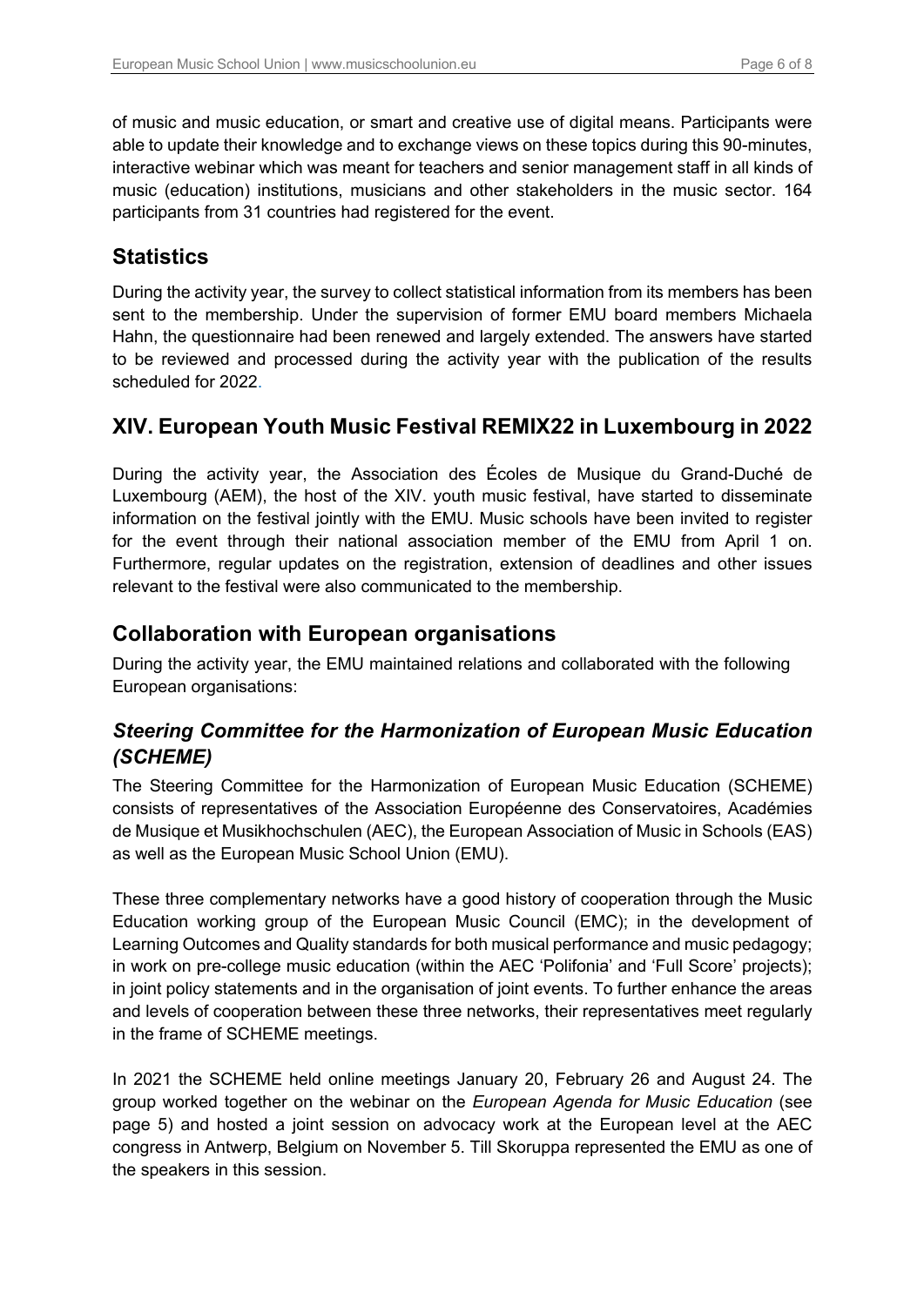of music and music education, or smart and creative use of digital means. Participants were able to update their knowledge and to exchange views on these topics during this 90-minutes, interactive webinar which was meant for teachers and senior management staff in all kinds of music (education) institutions, musicians and other stakeholders in the music sector. 164 participants from 31 countries had registered for the event.

## Statistics

During the activity year, the survey to collect statistical information from its members has been sent to the membership. Under the supervision of former EMU board members Michaela Hahn, the questionnaire had been renewed and largely extended. The answers have started to be reviewed and processed during the activity year with the publication of the results scheduled for 2022.

## XIV. European Youth Music Festival REMIX22 in Luxembourg in 2022

During the activity year, the Association des Écoles de Musique du Grand-Duché de Luxembourg (AEM), the host of the XIV. youth music festival, have started to disseminate information on the festival jointly with the EMU. Music schools have been invited to register for the event through their national association member of the EMU from April 1 on. Furthermore, regular updates on the registration, extension of deadlines and other issues relevant to the festival were also communicated to the membership.

## Collaboration with European organisations

During the activity year, the EMU maintained relations and collaborated with the following European organisations:

### *Steering Committee for the Harmonization of European Music Education (SCHEME)*

The Steering Committee for the Harmonization of European Music Education (SCHEME) consists of representatives of the Association Européenne des Conservatoires, Académies de Musique et Musikhochschulen (AEC), the European Association of Music in Schools (EAS) as well as the European Music School Union (EMU).

These three complementary networks have a good history of cooperation through the Music Education working group of the European Music Council (EMC); in the development of Learning Outcomes and Quality standards for both musical performance and music pedagogy; in work on pre-college music education (within the AEC 'Polifonia' and 'Full Score' projects); in joint policy statements and in the organisation of joint events. To further enhance the areas and levels of cooperation between these three networks, their representatives meet regularly in the frame of SCHEME meetings.

In 2021 the SCHEME held online meetings January 20, February 26 and August 24. The group worked together on the webinar on the *European Agenda for Music Education* (see page 5) and hosted a joint session on advocacy work at the European level at the AEC congress in Antwerp, Belgium on November 5. Till Skoruppa represented the EMU as one of the speakers in this session.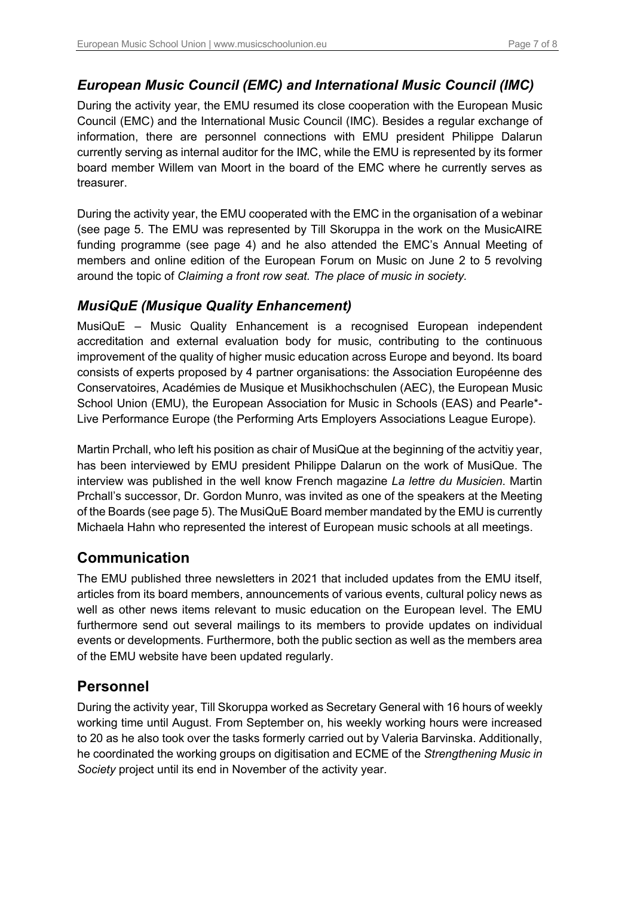### *European Music Council (EMC) and International Music Council (IMC)*

During the activity year, the EMU resumed its close cooperation with the European Music Council (EMC) and the International Music Council (IMC). Besides a regular exchange of information, there are personnel connections with EMU president Philippe Dalarun currently serving as internal auditor for the IMC, while the EMU is represented by its former board member Willem van Moort in the board of the EMC where he currently serves as treasurer.

During the activity year, the EMU cooperated with the EMC in the organisation of a webinar (see page 5. The EMU was represented by Till Skoruppa in the work on the MusicAIRE funding programme (see page 4) and he also attended the EMC's Annual Meeting of members and online edition of the European Forum on Music on June 2 to 5 revolving around the topic of *Claiming a front row seat. The place of music in society*.

### *MusiQuE (Musique Quality Enhancement)*

MusiQuE – Music Quality Enhancement is a recognised European independent accreditation and external evaluation body for music, contributing to the continuous improvement of the quality of higher music education across Europe and beyond. Its board consists of experts proposed by 4 partner organisations: the Association Européenne des Conservatoires, Académies de Musique et Musikhochschulen (AEC), the European Music School Union (EMU), the European Association for Music in Schools (EAS) and Pearle*-Live Performance Europe (the Performing Arts Employers Associations League Europe).

Martin Prchall, who left his position as chair of MusiQue at the beginning of the actvitiy year, has been interviewed by EMU president Philippe Dalarun on the work of MusiQue. The interview was published in the well know French magazine *La lettre du Musicien*. Martin Prchall's successor, Dr. Gordon Munro, was invited as one of the speakers at the Meeting of the Boards (see page 5). The MusiQuE Board member mandated by the EMU is currently Michaela Hahn who represented the interest of European music schools at all meetings.

## Communication

The EMU published three newsletters in 2021 that included updates from the EMU itself, articles from its board members, announcements of various events, cultural policy news as well as other news items relevant to music education on the European level. The EMU furthermore send out several mailings to its members to provide updates on individual events or developments. Furthermore, both the public section as well as the members area of the EMU website have been updated regularly.

## Personnel

During the activity year, Till Skoruppa worked as Secretary General with 16 hours of weekly working time until August. From September on, his weekly working hours were increased to 20 as he also took over the tasks formerly carried out by Valeria Barvinska. Additionally, he coordinated the working groups on digitisation and ECME of the *Strengthening Music in Society* project until its end in November of the activity year.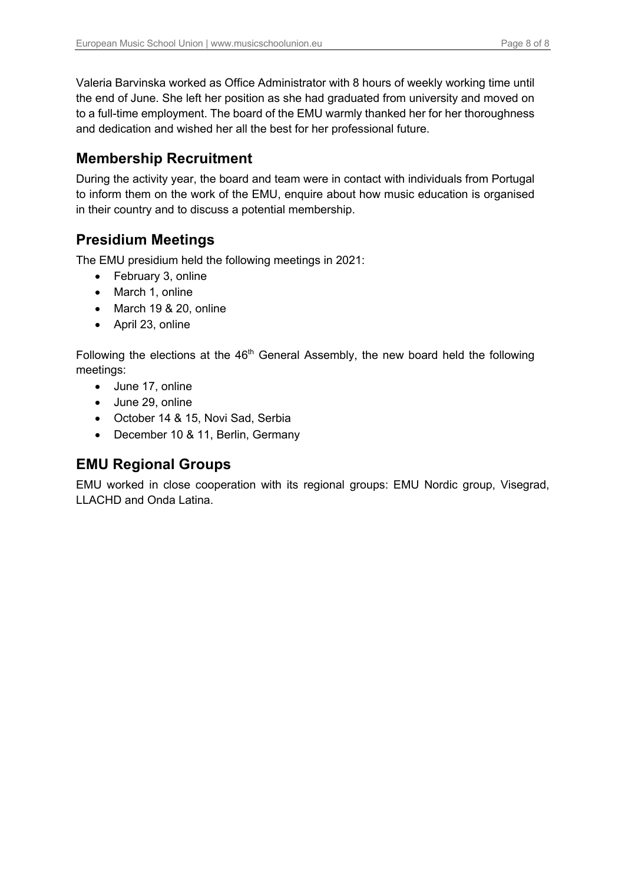Valeria Barvinska worked as Office Administrator with 8 hours of weekly working time until the end of June. She left her position as she had graduated from university and moved on to a full-time employment. The board of the EMU warmly thanked her for her thoroughness and dedication and wished her all the best for her professional future.

## Membership Recruitment

During the activity year, the board and team were in contact with individuals from Portugal to inform them on the work of the EMU, enquire about how music education is organised in their country and to discuss a potential membership.

## Presidium Meetings

The EMU presidium held the following meetings in 2021:

- February 3, online
- March 1, online
- March 19 & 20, online
- April 23, online

Following the elections at the 46th General Assembly, the new board held the following meetings:

- June 17, online
- June 29, online
- October 14 & 15, Novi Sad, Serbia
- December 10 & 11, Berlin, Germany

## EMU Regional Groups

EMU worked in close cooperation with its regional groups: EMU Nordic group, Visegrad, LLACHD and Onda Latina.